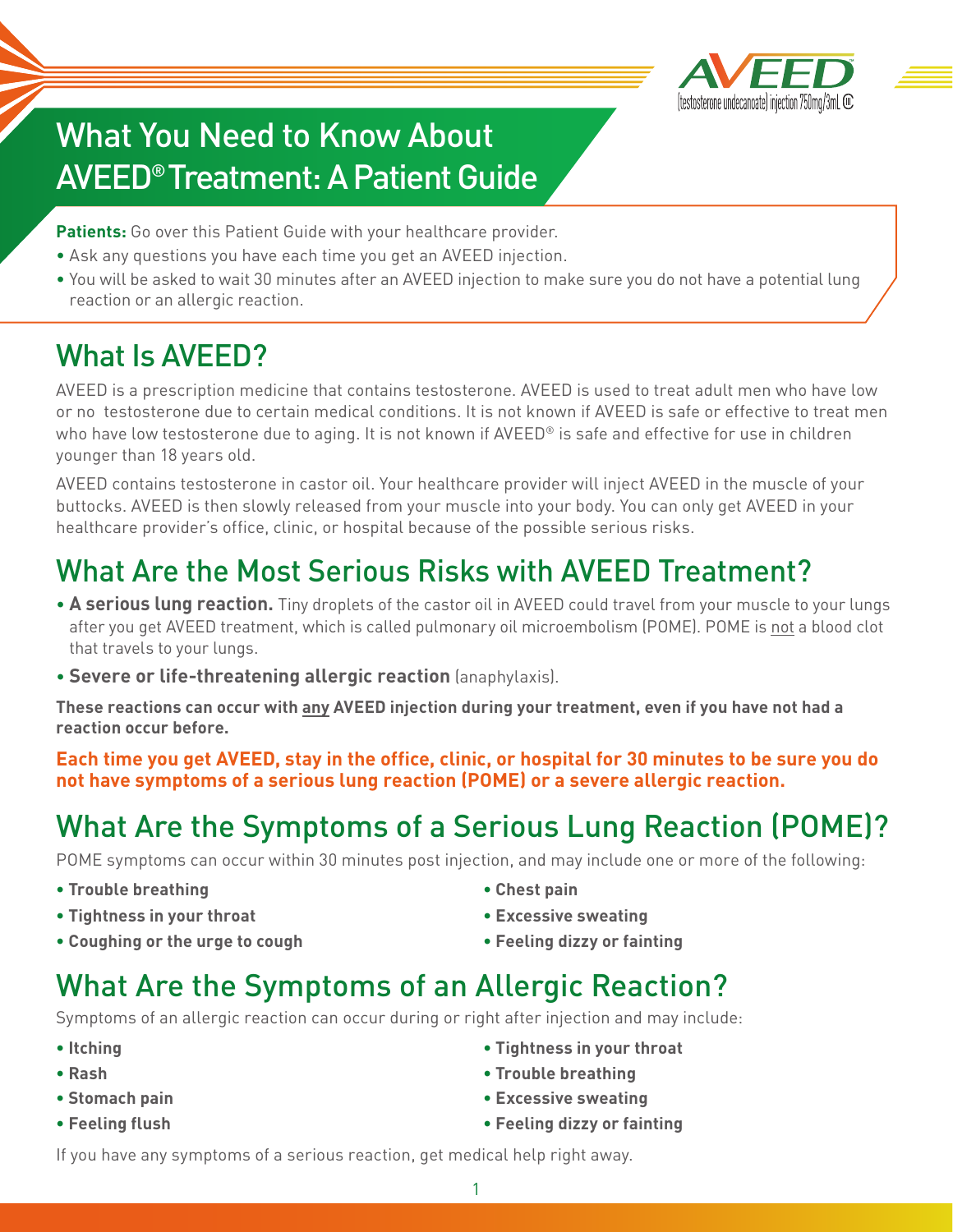AVEED™ (testosterone undecanoate) injection 750mg/3mL CIII

# What You Need to Know About AVEED® Treatment: A Patient Guide

**Patients:** Go over this Patient Guide with your healthcare provider.

- Ask any questions you have each time you get an AVEED injection.
- You will be asked to wait 30 minutes after an AVEED injection to make sure you do not have a potential lung reaction or an allergic reaction.

## What Is AVEED?

AVEED is a prescription medicine that contains testosterone. AVEED is used to treat adult men who have low or no testosterone due to certain medical conditions. It is not known if AVEED is safe or effective to treat men who have low testosterone due to aging. It is not known if AVEED® is safe and effective for use in children younger than 18 years old.

AVEED contains testosterone in castor oil. Your healthcare provider will inject AVEED in the muscle of your buttocks. AVEED is then slowly released from your muscle into your body. You can only get AVEED in your healthcare provider's office, clinic, or hospital because of the possible serious risks.

## What Are the Most Serious Risks with AVEED Treatment?

- **A serious lung reaction.** Tiny droplets of the castor oil in AVEED could travel from your muscle to your lungs after you get AVEED treatment, which is called pulmonary oil microembolism (POME). POME is not a blood clot that travels to your lungs.
- **Severe or life-threatening allergic reaction** (anaphylaxis).

**These reactions can occur with any AVEED injection during your treatment, even if you have not had a reaction occur before.**

**Each time you get AVEED, stay in the office, clinic, or hospital for 30 minutes to be sure you do not have symptoms of a serious lung reaction (POME) or a severe allergic reaction.**

## What Are the Symptoms of a Serious Lung Reaction (POME)?

POME symptoms can occur within 30 minutes post injection, and may include one or more of the following:

- **Trouble breathing**
- **Tightness in your throat**
- **Coughing or the urge to cough**
- **Chest pain**
- **Excessive sweating**
- **Feeling dizzy or fainting**

## What Are the Symptoms of an Allergic Reaction?

Symptoms of an allergic reaction can occur during or right after injection and may include:

- **Itching**
- **Rash**
- **Stomach pain**
- **Feeling flush**
- **Tightness in your throat**
- **Trouble breathing**
- **Excessive sweating**
- **Feeling dizzy or fainting**

If you have any symptoms of a serious reaction, get medical help right away.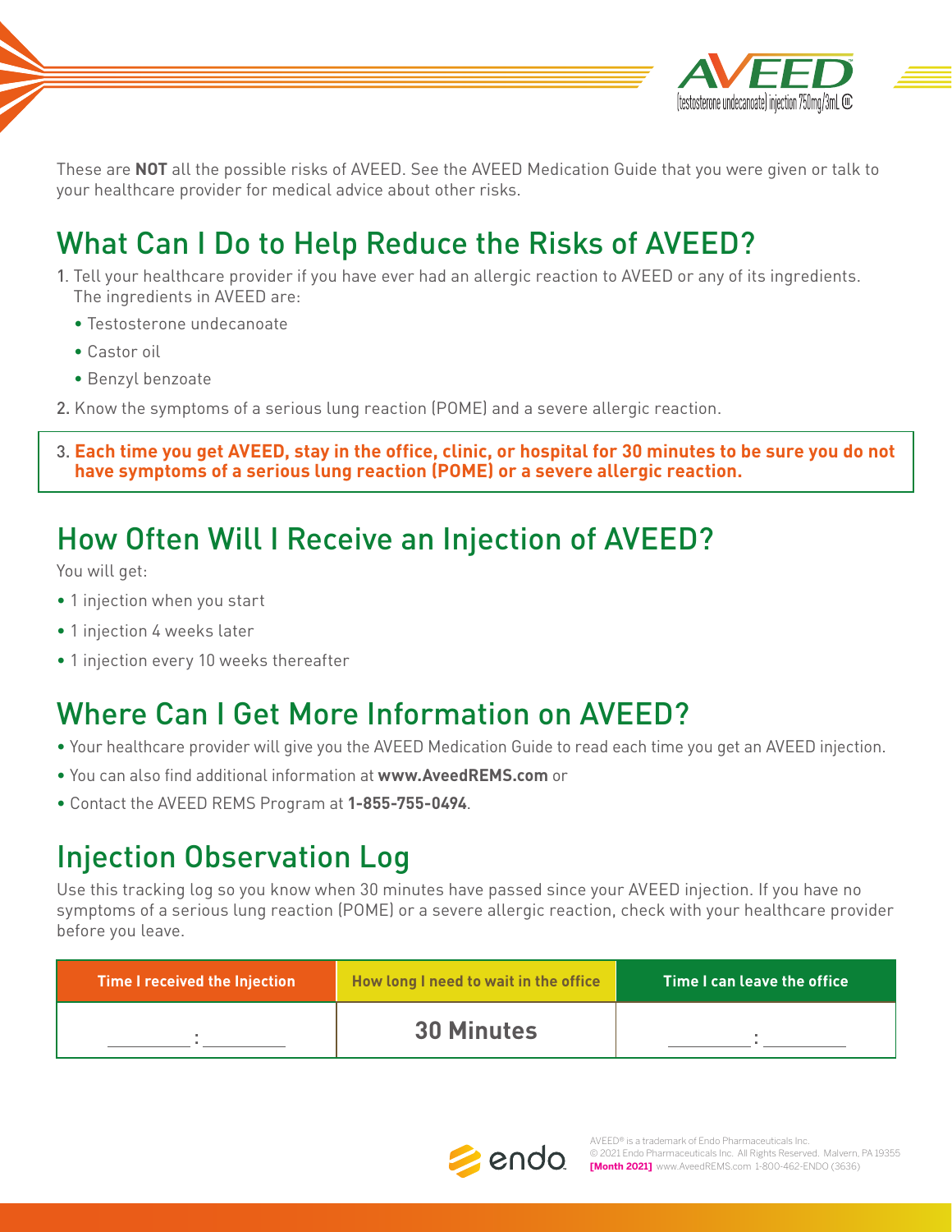These are **NOT** all the possible risks of AVEED. See the AVEED Medication Guide that you were given or talk to your healthcare provider for medical advice about other risks.

## What Can I Do to Help Reduce the Risks of AVEED?

1. Tell your healthcare provider if you have ever had an allergic reaction to AVEED or any of its ingredients. The ingredients in AVEED are:
   - Testosterone undecanoate
   - Castor oil
   - Benzyl benzoate
2. Know the symptoms of a serious lung reaction (POME) and a severe allergic reaction.
3. **Each time you get AVEED, stay in the office, clinic, or hospital for 30 minutes to be sure you do not have symptoms of a serious lung reaction (POME) or a severe allergic reaction.**

## How Often Will I Receive an Injection of AVEED?

You will get:

- 1 injection when you start
- 1 injection 4 weeks later
- 1 injection every 10 weeks thereafter

## Where Can I Get More Information on AVEED?

- Your healthcare provider will give you the AVEED Medication Guide to read each time you get an AVEED injection.
- You can also find additional information at **www.AveedREMS.com** or
- Contact the AVEED REMS Program at **1-855-755-0494**.

## Injection Observation Log

Use this tracking log so you know when 30 minutes have passed since your AVEED injection. If you have no symptoms of a serious lung reaction (POME) or a severe allergic reaction, check with your healthcare provider before you leave.

| Time I received the Injection | How long I need to wait in the office | Time I can leave the office |
|---|---|---|
| ______ : ______ | **30 Minutes** | ______ : ______ |

AVEED® is a trademark of Endo Pharmaceuticals Inc.
© 2021 Endo Pharmaceuticals Inc. All Rights Reserved. Malvern, PA 19355
**[Month 2021]** www.AveedREMS.com 1-800-462-ENDO (3636)